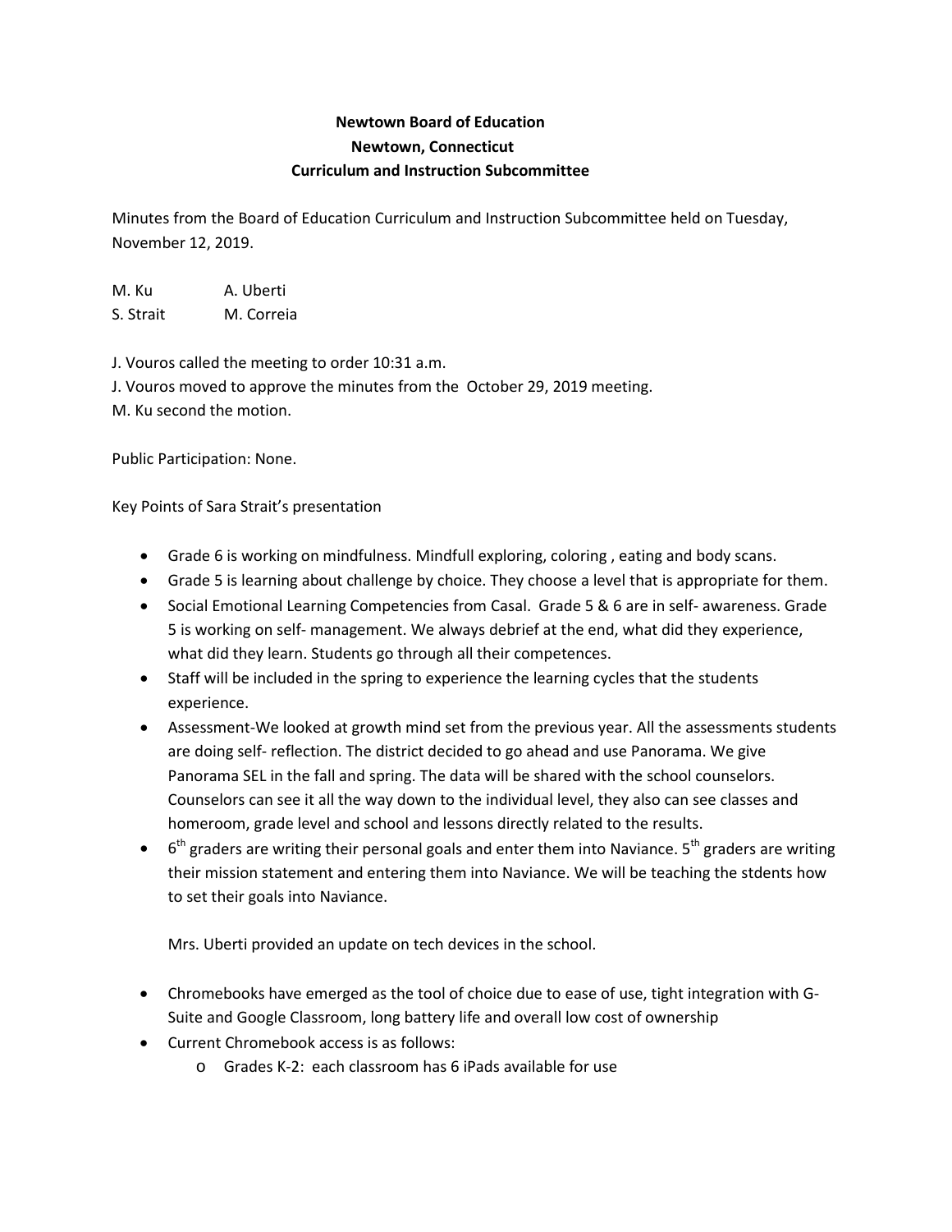**Newtown Board of Education**
**Newtown, Connecticut**
**Curriculum and Instruction Subcommittee**

Minutes from the Board of Education Curriculum and Instruction Subcommittee held on Tuesday, November 12, 2019.

M. Ku A. Uberti
S. Strait M. Correia

J. Vouros called the meeting to order 10:31 a.m.
J. Vouros moved to approve the minutes from the October 29, 2019 meeting.
M. Ku second the motion.

Public Participation: None.

Key Points of Sara Strait's presentation

- Grade 6 is working on mindfulness. Mindfull exploring, coloring , eating and body scans.
- Grade 5 is learning about challenge by choice. They choose a level that is appropriate for them.
- Social Emotional Learning Competencies from Casal. Grade 5 & 6 are in self- awareness. Grade 5 is working on self- management. We always debrief at the end, what did they experience, what did they learn. Students go through all their competences.
- Staff will be included in the spring to experience the learning cycles that the students experience.
- Assessment-We looked at growth mind set from the previous year. All the assessments students are doing self- reflection. The district decided to go ahead and use Panorama. We give Panorama SEL in the fall and spring. The data will be shared with the school counselors. Counselors can see it all the way down to the individual level, they also can see classes and homeroom, grade level and school and lessons directly related to the results.
- 6th graders are writing their personal goals and enter them into Naviance. 5th graders are writing their mission statement and entering them into Naviance. We will be teaching the stdents how to set their goals into Naviance.

  Mrs. Uberti provided an update on tech devices in the school.

- Chromebooks have emerged as the tool of choice due to ease of use, tight integration with G-Suite and Google Classroom, long battery life and overall low cost of ownership
- Current Chromebook access is as follows:
  - Grades K-2: each classroom has 6 iPads available for use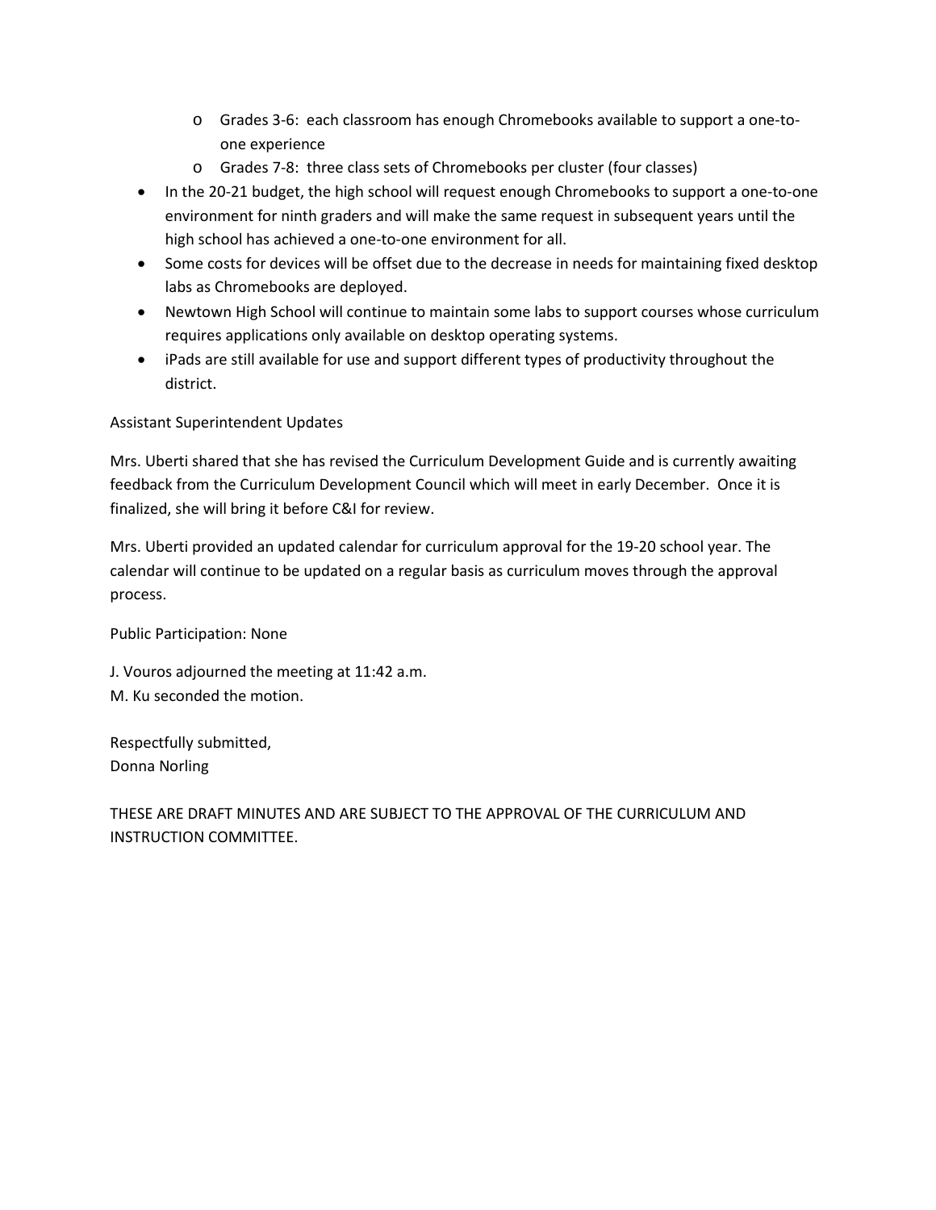- Grades 3-6: each classroom has enough Chromebooks available to support a one-to-one experience
  - Grades 7-8: three class sets of Chromebooks per cluster (four classes)
- In the 20-21 budget, the high school will request enough Chromebooks to support a one-to-one environment for ninth graders and will make the same request in subsequent years until the high school has achieved a one-to-one environment for all.
- Some costs for devices will be offset due to the decrease in needs for maintaining fixed desktop labs as Chromebooks are deployed.
- Newtown High School will continue to maintain some labs to support courses whose curriculum requires applications only available on desktop operating systems.
- iPads are still available for use and support different types of productivity throughout the district.

Assistant Superintendent Updates

Mrs. Uberti shared that she has revised the Curriculum Development Guide and is currently awaiting feedback from the Curriculum Development Council which will meet in early December. Once it is finalized, she will bring it before C&I for review.

Mrs. Uberti provided an updated calendar for curriculum approval for the 19-20 school year. The calendar will continue to be updated on a regular basis as curriculum moves through the approval process.

Public Participation: None

J. Vouros adjourned the meeting at 11:42 a.m.
M. Ku seconded the motion.

Respectfully submitted,
Donna Norling

THESE ARE DRAFT MINUTES AND ARE SUBJECT TO THE APPROVAL OF THE CURRICULUM AND INSTRUCTION COMMITTEE.